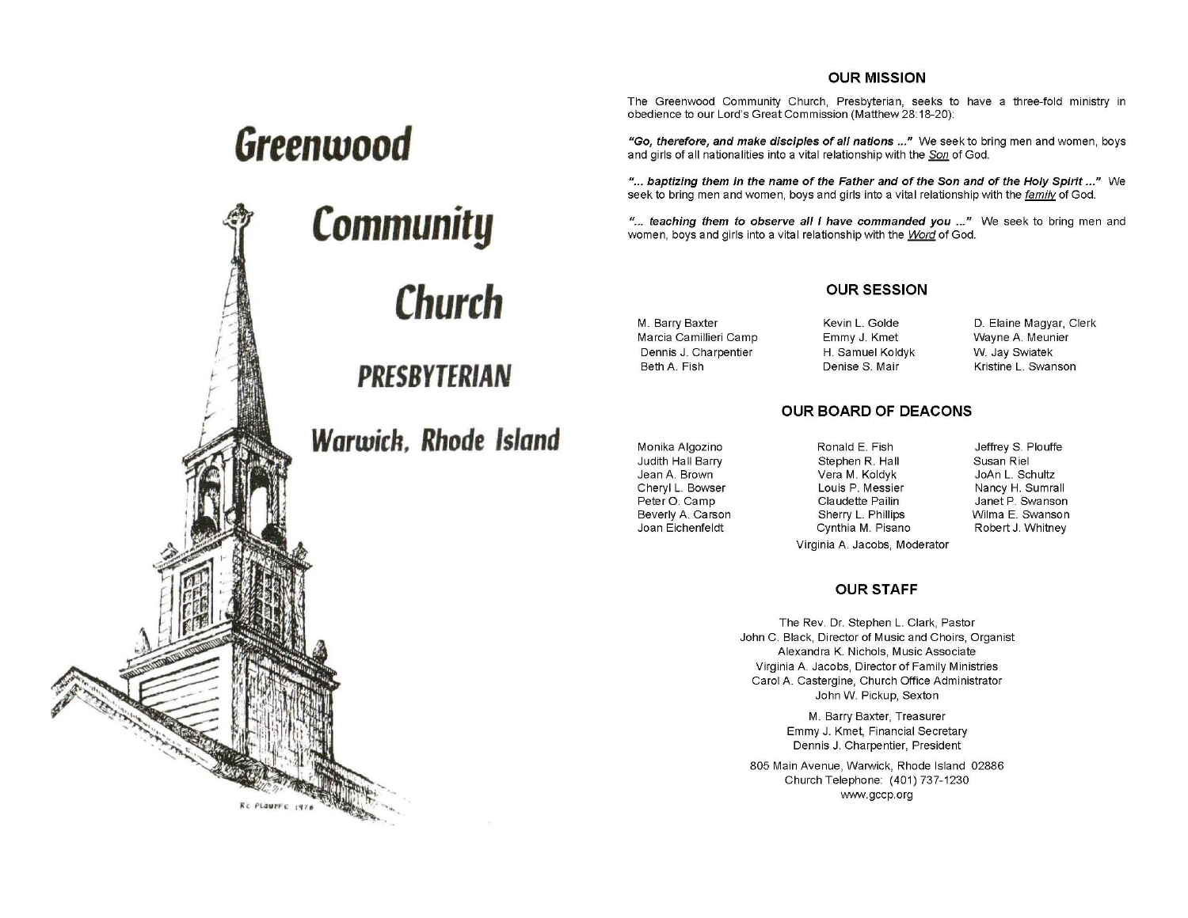# Greenwood Community Church

## PRESBYTERIAN

## Warwick, Rhode Island

RC PLOUFFE 1976

## OUR MISSION

The Greenwood Community Church, Presbyterian, seeks to have a three-fold ministry in obedience to our Lord's Great Commission (Matthew 28:18-20):

***"Go, therefore, and make disciples of all nations ..."*** We seek to bring men and women, boys and girls of all nationalities into a vital relationship with the Son of God.

***"... baptizing them in the name of the Father and of the Son and of the Holy Spirit ..."*** We seek to bring men and women, boys and girls into a vital relationship with the family of God.

***"... teaching them to observe all I have commanded you ..."*** We seek to bring men and women, boys and girls into a vital relationship with the Word of God.

## OUR SESSION

M. Barry Baxter
Marcia Camillieri Camp
Dennis J. Charpentier
Beth A. Fish
Kevin L. Golde
Emmy J. Kmet
H. Samuel Koldyk
Denise S. Mair
D. Elaine Magyar, Clerk
Wayne A. Meunier
W. Jay Swiatek
Kristine L. Swanson

## OUR BOARD OF DEACONS

Monika Algozino
Judith Hall Barry
Jean A. Brown
Cheryl L. Bowser
Peter O. Camp
Beverly A. Carson
Joan Eichenfeldt
Ronald E. Fish
Stephen R. Hall
Vera M. Koldyk
Louis P. Messier
Claudette Pailin
Sherry L. Phillips
Cynthia M. Pisano
Jeffrey S. Plouffe
Susan Riel
JoAn L. Schultz
Nancy H. Sumrall
Janet P. Swanson
Wilma E. Swanson
Robert J. Whitney

Virginia A. Jacobs, Moderator

## OUR STAFF

The Rev. Dr. Stephen L. Clark, Pastor
John C. Black, Director of Music and Choirs, Organist
Alexandra K. Nichols, Music Associate
Virginia A. Jacobs, Director of Family Ministries
Carol A. Castergine, Church Office Administrator
John W. Pickup, Sexton

M. Barry Baxter, Treasurer
Emmy J. Kmet, Financial Secretary
Dennis J. Charpentier, President

805 Main Avenue, Warwick, Rhode Island 02886
Church Telephone: (401) 737-1230
www.gccp.org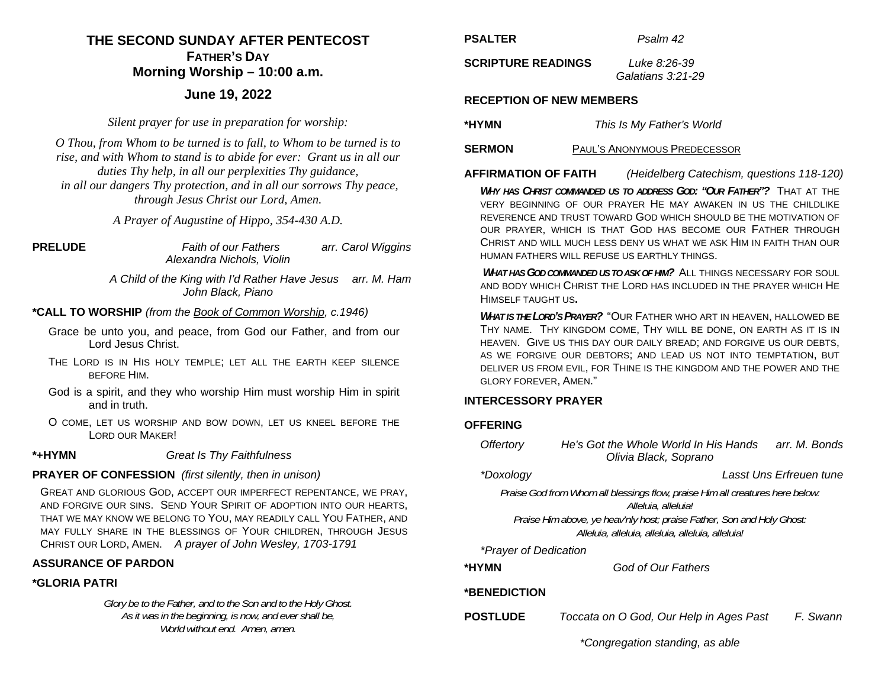# THE SECOND SUNDAY AFTER PENTECOST

## FATHER'S DAY

## Morning Worship – 10:00 a.m.

## June 19, 2022

*Silent prayer for use in preparation for worship:*

*O Thou, from Whom to be turned is to fall, to Whom to be turned is to rise, and with Whom to stand is to abide for ever: Grant us in all our duties Thy help, in all our perplexities Thy guidance, in all our dangers Thy protection, and in all our sorrows Thy peace, through Jesus Christ our Lord, Amen.*

*A Prayer of Augustine of Hippo, 354-430 A.D.*

**PRELUDE** *Faith of our Fathers* *arr. Carol Wiggins*
*Alexandra Nichols, Violin*

*A Child of the King with I'd Rather Have Jesus* *arr. M. Ham*
*John Black, Piano*

**\*CALL TO WORSHIP** *(from the Book of Common Worship, c.1946)*

Grace be unto you, and peace, from God our Father, and from our Lord Jesus Christ.

THE LORD IS IN HIS HOLY TEMPLE; LET ALL THE EARTH KEEP SILENCE BEFORE HIM.

God is a spirit, and they who worship Him must worship Him in spirit and in truth.

O COME, LET US WORSHIP AND BOW DOWN, LET US KNEEL BEFORE THE LORD OUR MAKER!

**\*+HYMN** *Great Is Thy Faithfulness*

**PRAYER OF CONFESSION** *(first silently, then in unison)*

GREAT AND GLORIOUS GOD, ACCEPT OUR IMPERFECT REPENTANCE, WE PRAY, AND FORGIVE OUR SINS. SEND YOUR SPIRIT OF ADOPTION INTO OUR HEARTS, THAT WE MAY KNOW WE BELONG TO YOU, MAY READILY CALL YOU FATHER, AND MAY FULLY SHARE IN THE BLESSINGS OF YOUR CHILDREN, THROUGH JESUS CHRIST OUR LORD, AMEN. *A prayer of John Wesley, 1703-1791*

**ASSURANCE OF PARDON**

**\*GLORIA PATRI**

*Glory be to the Father, and to the Son and to the Holy Ghost.*
*As it was in the beginning, is now, and ever shall be,*
*World without end. Amen, amen.*

**PSALTER** *Psalm 42*

**SCRIPTURE READINGS** *Luke 8:26-39*
*Galatians 3:21-29*

**RECEPTION OF NEW MEMBERS**

**\*HYMN** *This Is My Father's World*

**SERMON** PAUL'S ANONYMOUS PREDECESSOR

**AFFIRMATION OF FAITH** *(Heidelberg Catechism, questions 118-120)*

***WHY HAS CHRIST COMMANDED US TO ADDRESS GOD: "OUR FATHER"?*** THAT AT THE VERY BEGINNING OF OUR PRAYER HE MAY AWAKEN IN US THE CHILDLIKE REVERENCE AND TRUST TOWARD GOD WHICH SHOULD BE THE MOTIVATION OF OUR PRAYER, WHICH IS THAT GOD HAS BECOME OUR FATHER THROUGH CHRIST AND WILL MUCH LESS DENY US WHAT WE ASK HIM IN FAITH THAN OUR HUMAN FATHERS WILL REFUSE US EARTHLY THINGS.

***WHAT HAS GOD COMMANDED US TO ASK OF HIM?*** ALL THINGS NECESSARY FOR SOUL AND BODY WHICH CHRIST THE LORD HAS INCLUDED IN THE PRAYER WHICH HE HIMSELF TAUGHT US.

***WHAT IS THE LORD'S PRAYER?*** "OUR FATHER WHO ART IN HEAVEN, HALLOWED BE THY NAME. THY KINGDOM COME, THY WILL BE DONE, ON EARTH AS IT IS IN HEAVEN. GIVE US THIS DAY OUR DAILY BREAD; AND FORGIVE US OUR DEBTS, AS WE FORGIVE OUR DEBTORS; AND LEAD US NOT INTO TEMPTATION, BUT DELIVER US FROM EVIL, FOR THINE IS THE KINGDOM AND THE POWER AND THE GLORY FOREVER, AMEN."

**INTERCESSORY PRAYER**

**OFFERING**

*Offertory* *He's Got the Whole World In His Hands* *arr. M. Bonds*
*Olivia Black, Soprano*

*\*Doxology* *Lasst Uns Erfreuen tune*

*Praise God from Whom all blessings flow, praise Him all creatures here below:*
*Alleluia, alleluia!*
*Praise Him above, ye heav'nly host; praise Father, Son and Holy Ghost:*
*Alleluia, alleluia, alleluia, alleluia, alleluia!*

*\*Prayer of Dedication*

**\*HYMN** *God of Our Fathers*

**\*BENEDICTION**

**POSTLUDE** *Toccata on O God, Our Help in Ages Past* *F. Swann*

*\*Congregation standing, as able*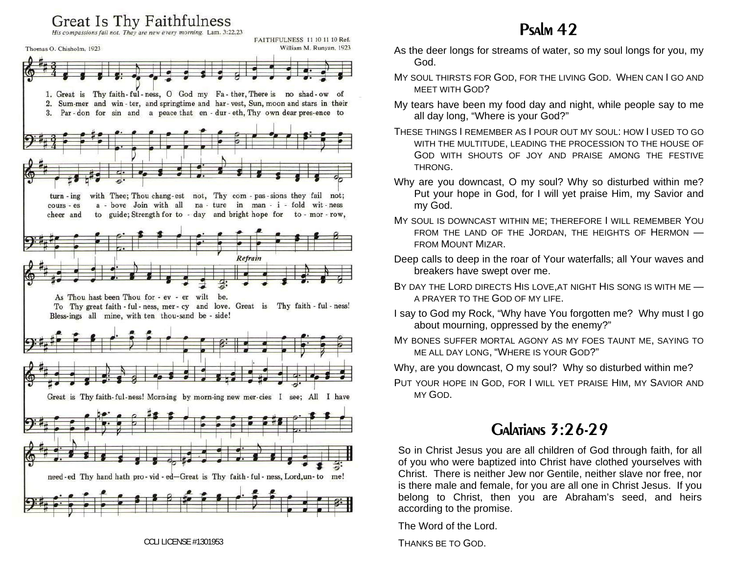# Great Is Thy Faithfulness

*His compassions fail not. They are new every morning.* Lam. 3:22,23

FAITHFULNESS 11 10 11 10 Ref.

Thomas O. Chisholm, 1923 — William M. Runyan, 1923

1. Great is Thy faithfulness, O God my Father, There is no shadow of turning with Thee; Thou changest not, Thy compassions they fail not; As Thou hast been Thou forever wilt be.
2. Summer and winter, and springtime and harvest, Sun, moon and stars in their courses above Join with all nature in manifold witness To Thy great faithfulness, mercy and love.
3. Pardon for sin and a peace that endureth, Thy own dear presence to cheer and to guide; Strength for today and bright hope for tomorrow, Blessings all mine, with ten thousand beside!

*Refrain*

Great is Thy faithfulness! Great is Thy faithfulness! Morning by morning new mercies I see; All I have needed Thy hand hath provided—Great is Thy faithfulness, Lord, unto me!

CCLI LICENSE #1301953

# Psalm 42

As the deer longs for streams of water, so my soul longs for you, my God.

MY SOUL THIRSTS FOR GOD, FOR THE LIVING GOD. WHEN CAN I GO AND MEET WITH GOD?

My tears have been my food day and night, while people say to me all day long, "Where is your God?"

THESE THINGS I REMEMBER AS I POUR OUT MY SOUL: HOW I USED TO GO WITH THE MULTITUDE, LEADING THE PROCESSION TO THE HOUSE OF GOD WITH SHOUTS OF JOY AND PRAISE AMONG THE FESTIVE THRONG.

Why are you downcast, O my soul? Why so disturbed within me? Put your hope in God, for I will yet praise Him, my Savior and my God.

MY SOUL IS DOWNCAST WITHIN ME; THEREFORE I WILL REMEMBER YOU FROM THE LAND OF THE JORDAN, THE HEIGHTS OF HERMON — FROM MOUNT MIZAR.

Deep calls to deep in the roar of Your waterfalls; all Your waves and breakers have swept over me.

BY DAY THE LORD DIRECTS HIS LOVE,AT NIGHT HIS SONG IS WITH ME — A PRAYER TO THE GOD OF MY LIFE.

I say to God my Rock, "Why have You forgotten me? Why must I go about mourning, oppressed by the enemy?"

MY BONES SUFFER MORTAL AGONY AS MY FOES TAUNT ME, SAYING TO ME ALL DAY LONG, "WHERE IS YOUR GOD?"

Why, are you downcast, O my soul? Why so disturbed within me?

PUT YOUR HOPE IN GOD, FOR I WILL YET PRAISE HIM, MY SAVIOR AND MY GOD.

# Galatians 3:26-29

So in Christ Jesus you are all children of God through faith, for all of you who were baptized into Christ have clothed yourselves with Christ. There is neither Jew nor Gentile, neither slave nor free, nor is there male and female, for you are all one in Christ Jesus. If you belong to Christ, then you are Abraham's seed, and heirs according to the promise.

The Word of the Lord.

THANKS BE TO GOD.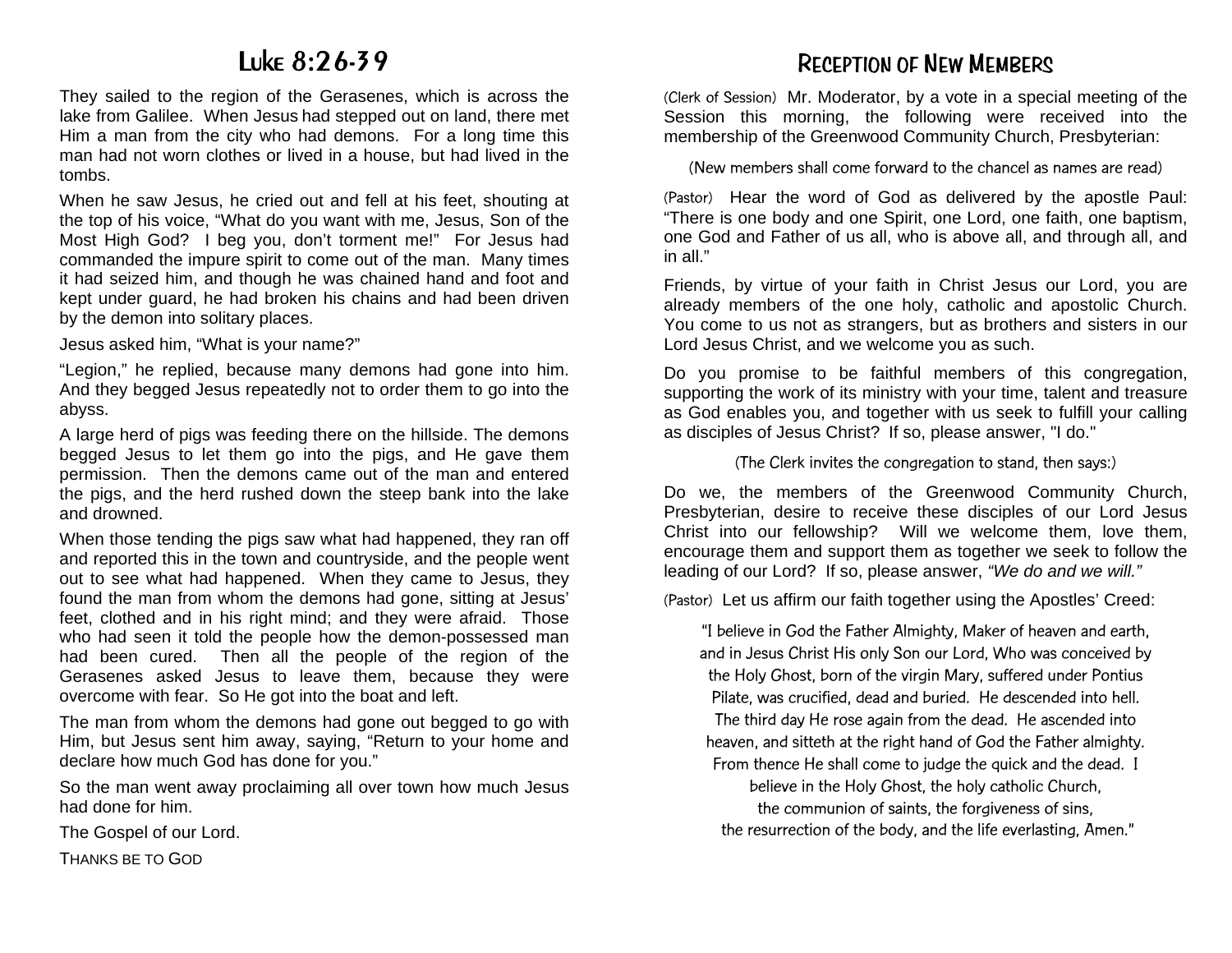# Luke 8:26-39

They sailed to the region of the Gerasenes, which is across the lake from Galilee. When Jesus had stepped out on land, there met Him a man from the city who had demons. For a long time this man had not worn clothes or lived in a house, but had lived in the tombs.

When he saw Jesus, he cried out and fell at his feet, shouting at the top of his voice, "What do you want with me, Jesus, Son of the Most High God? I beg you, don't torment me!" For Jesus had commanded the impure spirit to come out of the man. Many times it had seized him, and though he was chained hand and foot and kept under guard, he had broken his chains and had been driven by the demon into solitary places.

Jesus asked him, "What is your name?"

"Legion," he replied, because many demons had gone into him. And they begged Jesus repeatedly not to order them to go into the abyss.

A large herd of pigs was feeding there on the hillside. The demons begged Jesus to let them go into the pigs, and He gave them permission. Then the demons came out of the man and entered the pigs, and the herd rushed down the steep bank into the lake and drowned.

When those tending the pigs saw what had happened, they ran off and reported this in the town and countryside, and the people went out to see what had happened. When they came to Jesus, they found the man from whom the demons had gone, sitting at Jesus' feet, clothed and in his right mind; and they were afraid. Those who had seen it told the people how the demon-possessed man had been cured. Then all the people of the region of the Gerasenes asked Jesus to leave them, because they were overcome with fear. So He got into the boat and left.

The man from whom the demons had gone out begged to go with Him, but Jesus sent him away, saying, "Return to your home and declare how much God has done for you."

So the man went away proclaiming all over town how much Jesus had done for him.

The Gospel of our Lord.

THANKS BE TO GOD

# Reception of New Members

(Clerk of Session) Mr. Moderator, by a vote in a special meeting of the Session this morning, the following were received into the membership of the Greenwood Community Church, Presbyterian:

(New members shall come forward to the chancel as names are read)

(Pastor) Hear the word of God as delivered by the apostle Paul: "There is one body and one Spirit, one Lord, one faith, one baptism, one God and Father of us all, who is above all, and through all, and in all."

Friends, by virtue of your faith in Christ Jesus our Lord, you are already members of the one holy, catholic and apostolic Church. You come to us not as strangers, but as brothers and sisters in our Lord Jesus Christ, and we welcome you as such.

Do you promise to be faithful members of this congregation, supporting the work of its ministry with your time, talent and treasure as God enables you, and together with us seek to fulfill your calling as disciples of Jesus Christ? If so, please answer, "I do."

(The Clerk invites the congregation to stand, then says:)

Do we, the members of the Greenwood Community Church, Presbyterian, desire to receive these disciples of our Lord Jesus Christ into our fellowship? Will we welcome them, love them, encourage them and support them as together we seek to follow the leading of our Lord? If so, please answer, *"We do and we will."*

(Pastor) Let us affirm our faith together using the Apostles' Creed:

"I believe in God the Father Almighty, Maker of heaven and earth, and in Jesus Christ His only Son our Lord, Who was conceived by the Holy Ghost, born of the virgin Mary, suffered under Pontius Pilate, was crucified, dead and buried. He descended into hell. The third day He rose again from the dead. He ascended into heaven, and sitteth at the right hand of God the Father almighty. From thence He shall come to judge the quick and the dead. I believe in the Holy Ghost, the holy catholic Church, the communion of saints, the forgiveness of sins, the resurrection of the body, and the life everlasting, Amen."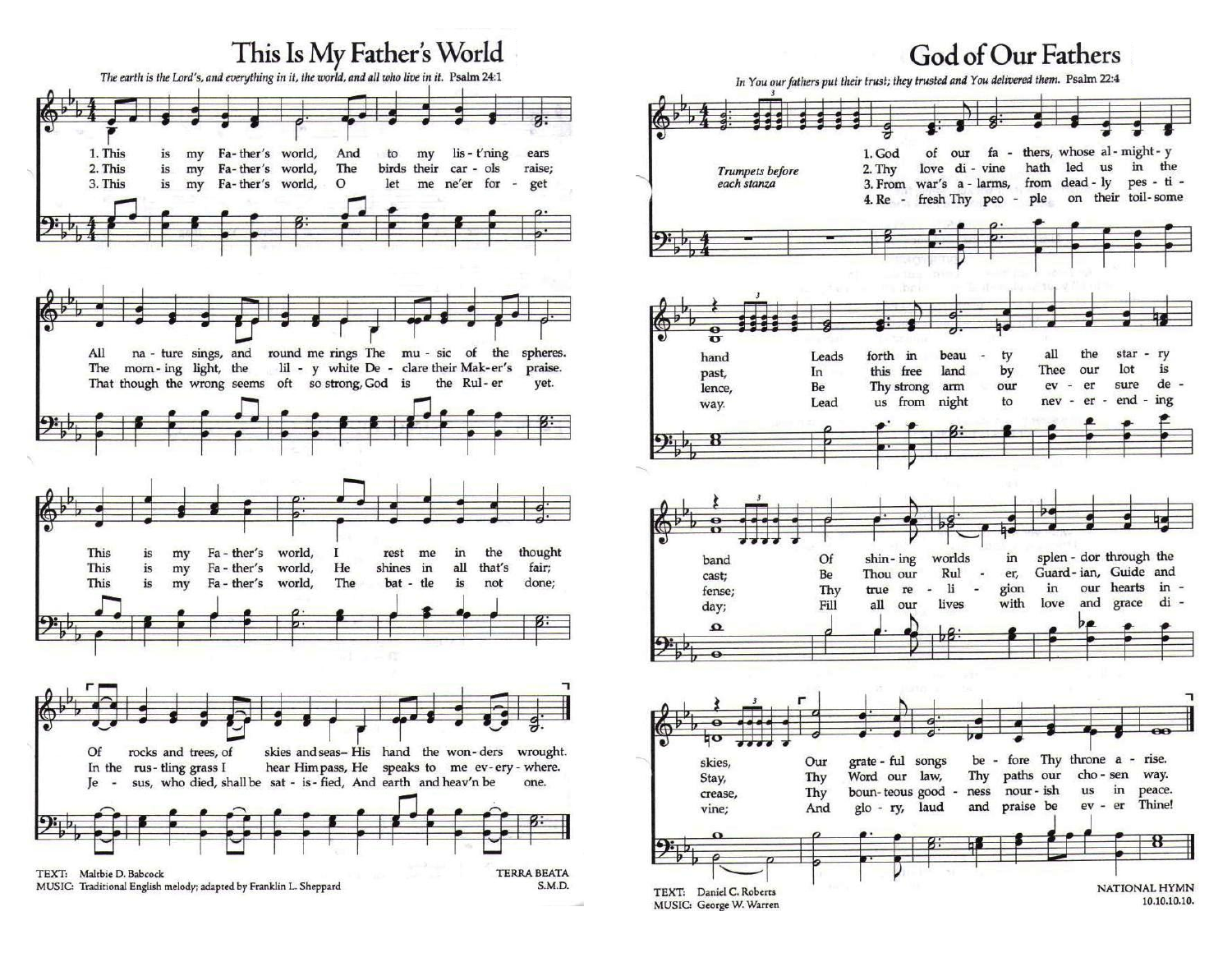# This Is My Father's World

*The earth is the Lord's, and everything in it, the world, and all who live in it.* Psalm 24:1

1. This is my Father's world, And to my list'ning ears All nature sings, and round me rings The music of the spheres. This is my Father's world, I rest me in the thought Of rocks and trees, of skies and seas—His hand the wonders wrought.

2. This is my Father's world, The birds their carols raise; The morning light, the lily white Declare their Maker's praise. This is my Father's world, He shines in all that's fair; In the rustling grass I hear Him pass, He speaks to me everywhere.

3. This is my Father's world, O let me ne'er forget That though the wrong seems oft so strong, God is the Ruler yet. This is my Father's world, The battle is not done; Jesus, who died, shall be satisfied, And earth and heav'n be one.

TEXT: Maltbie D. Babcock
MUSIC: Traditional English melody; adapted by Franklin L. Sheppard

TERRA BEATA
S.M.D.

# God of Our Fathers

*In You our fathers put their trust; they trusted and You delivered them.* Psalm 22:4

*Trumpets before each stanza*

1. God of our fathers, whose almighty hand Leads forth in beauty all the starry band Of shining worlds in splendor through the skies, Our grateful songs before Thy throne arise.

2. Thy love divine hath led us in the past, In this free land by Thee our lot is cast; Be Thou our Ruler, Guardian, Guide and Stay, Thy Word our law, Thy paths our chosen way.

3. From war's alarms, from deadly pestilence, Be Thy strong arm our ever sure defense; Thy true religion in our hearts increase, Thy bounteous goodness nourish us in peace.

4. Refresh Thy people on their toilsome way, Lead us from night to never-ending day; Fill all our lives with love and grace divine, And glory, laud and praise be ever Thine!

TEXT: Daniel C. Roberts
MUSIC: George W. Warren

NATIONAL HYMN
10.10.10.10.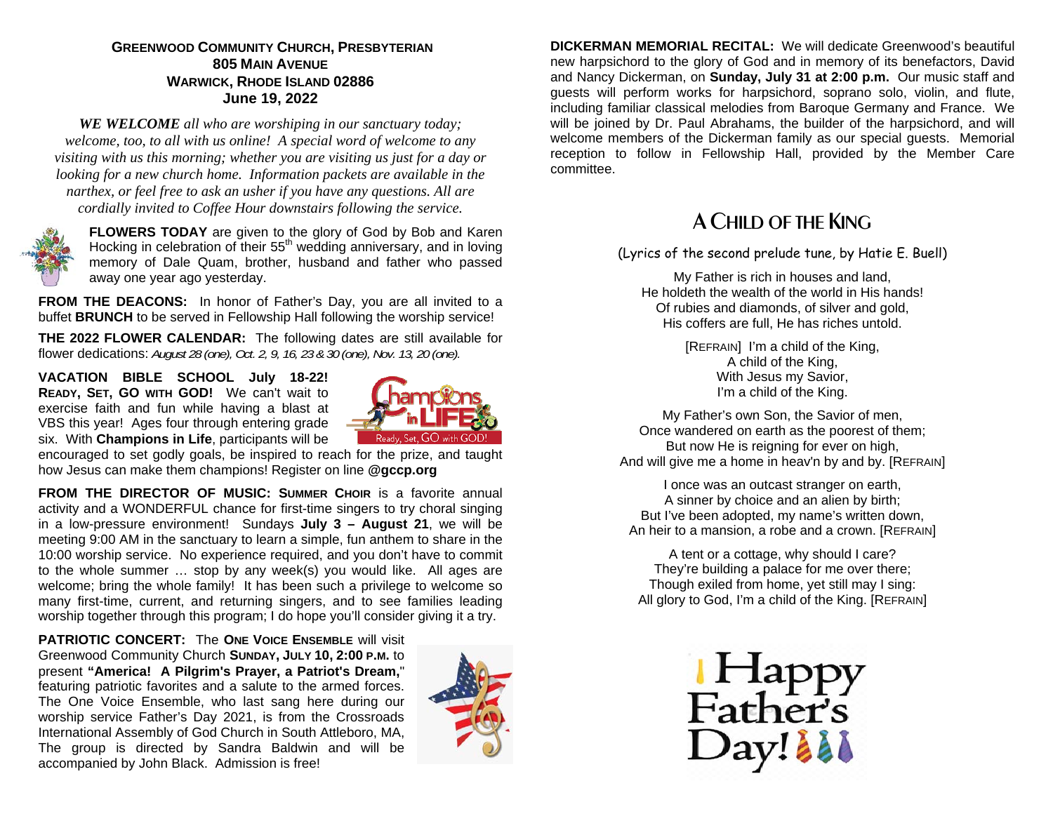**GREENWOOD COMMUNITY CHURCH, PRESBYTERIAN**
**805 MAIN AVENUE**
**WARWICK, RHODE ISLAND 02886**
**June 19, 2022**

***WE WELCOME** all who are worshiping in our sanctuary today; welcome, too, to all with us online! A special word of welcome to any visiting with us this morning; whether you are visiting us just for a day or looking for a new church home. Information packets are available in the narthex, or feel free to ask an usher if you have any questions. All are cordially invited to Coffee Hour downstairs following the service.*

**FLOWERS TODAY** are given to the glory of God by Bob and Karen Hocking in celebration of their 55th wedding anniversary, and in loving memory of Dale Quam, brother, husband and father who passed away one year ago yesterday.

**FROM THE DEACONS:** In honor of Father's Day, you are all invited to a buffet **BRUNCH** to be served in Fellowship Hall following the worship service!

**THE 2022 FLOWER CALENDAR:** The following dates are still available for flower dedications: *August 28 (one), Oct. 2, 9, 16, 23 & 30 (one), Nov. 13, 20 (one).*

**VACATION BIBLE SCHOOL July 18-22! READY, SET, GO WITH GOD!** We can't wait to exercise faith and fun while having a blast at VBS this year! Ages four through entering grade six. With **Champions in Life**, participants will be encouraged to set godly goals, be inspired to reach for the prize, and taught how Jesus can make them champions! Register on line **@gccp.org**

**FROM THE DIRECTOR OF MUSIC: SUMMER CHOIR** is a favorite annual activity and a WONDERFUL chance for first-time singers to try choral singing in a low-pressure environment! Sundays **July 3 – August 21**, we will be meeting 9:00 AM in the sanctuary to learn a simple, fun anthem to share in the 10:00 worship service. No experience required, and you don't have to commit to the whole summer … stop by any week(s) you would like. All ages are welcome; bring the whole family! It has been such a privilege to welcome so many first-time, current, and returning singers, and to see families leading worship together through this program; I do hope you'll consider giving it a try.

**PATRIOTIC CONCERT:** The **ONE VOICE ENSEMBLE** will visit Greenwood Community Church **SUNDAY, JULY 10, 2:00 P.M.** to present **"America! A Pilgrim's Prayer, a Patriot's Dream,"** featuring patriotic favorites and a salute to the armed forces. The One Voice Ensemble, who last sang here during our worship service Father's Day 2021, is from the Crossroads International Assembly of God Church in South Attleboro, MA, The group is directed by Sandra Baldwin and will be accompanied by John Black. Admission is free!

**DICKERMAN MEMORIAL RECITAL:** We will dedicate Greenwood's beautiful new harpsichord to the glory of God and in memory of its benefactors, David and Nancy Dickerman, on **Sunday, July 31 at 2:00 p.m.** Our music staff and guests will perform works for harpsichord, soprano solo, violin, and flute, including familiar classical melodies from Baroque Germany and France. We will be joined by Dr. Paul Abrahams, the builder of the harpsichord, and will welcome members of the Dickerman family as our special guests. Memorial reception to follow in Fellowship Hall, provided by the Member Care committee.

## A CHILD OF THE KING

(Lyrics of the second prelude tune, by Hatie E. Buell)

My Father is rich in houses and land,
He holdeth the wealth of the world in His hands!
Of rubies and diamonds, of silver and gold,
His coffers are full, He has riches untold.

[REFRAIN] I'm a child of the King,
A child of the King,
With Jesus my Savior,
I'm a child of the King.

My Father's own Son, the Savior of men,
Once wandered on earth as the poorest of them;
But now He is reigning for ever on high,
And will give me a home in heav'n by and by. [REFRAIN]

I once was an outcast stranger on earth,
A sinner by choice and an alien by birth;
But I've been adopted, my name's written down,
An heir to a mansion, a robe and a crown. [REFRAIN]

A tent or a cottage, why should I care?
They're building a palace for me over there;
Though exiled from home, yet still may I sing:
All glory to God, I'm a child of the King. [REFRAIN]

Happy Father's Day!